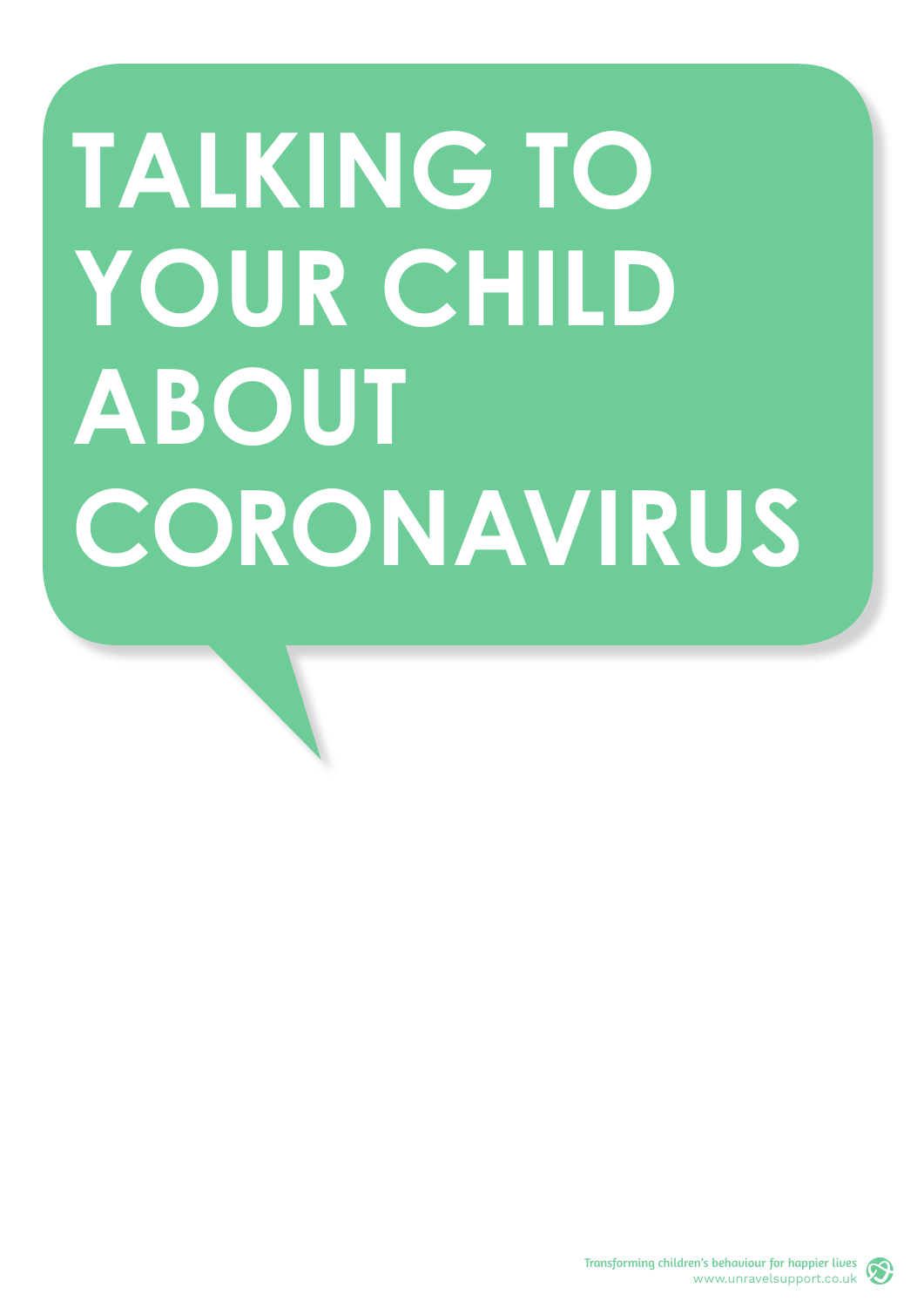# TALKING TO YOUR CHILD ABOUT CORONAVIRUS

Transforming children's behaviour for happier lives
www.unravelsupport.co.uk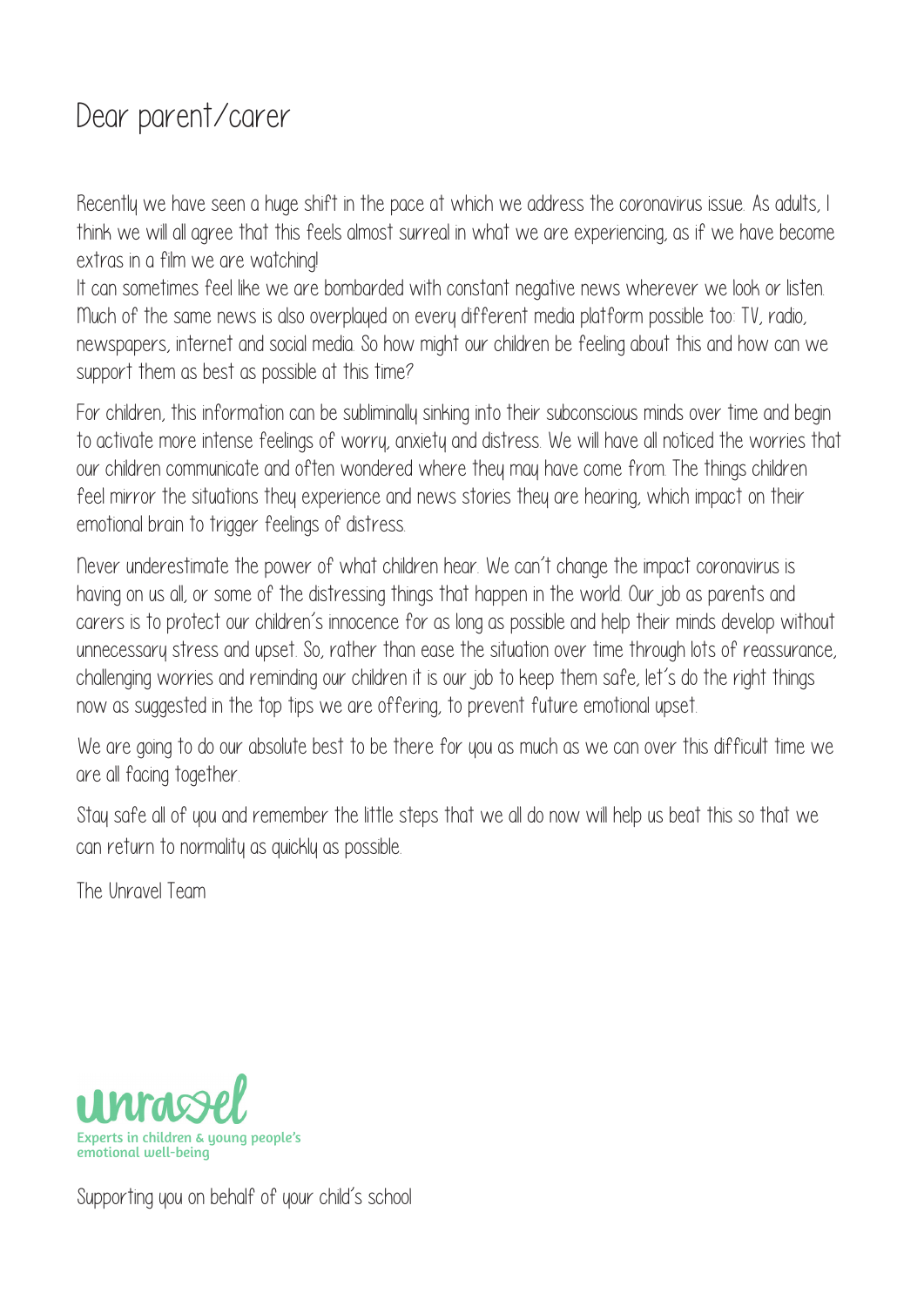# Dear parent/carer

Recently we have seen a huge shift in the pace at which we address the coronavirus issue. As adults, I think we will all agree that this feels almost surreal in what we are experiencing, as if we have become extras in a film we are watching!

It can sometimes feel like we are bombarded with constant negative news wherever we look or listen. Much of the same news is also overplayed on every different media platform possible too: TV, radio, newspapers, internet and social media. So how might our children be feeling about this and how can we support them as best as possible at this time?

For children, this information can be subliminally sinking into their subconscious minds over time and begin to activate more intense feelings of worry, anxiety and distress. We will have all noticed the worries that our children communicate and often wondered where they may have come from. The things children feel mirror the situations they experience and news stories they are hearing, which impact on their emotional brain to trigger feelings of distress.

Never underestimate the power of what children hear. We can't change the impact coronavirus is having on us all, or some of the distressing things that happen in the world. Our job as parents and carers is to protect our children's innocence for as long as possible and help their minds develop without unnecessary stress and upset. So, rather than ease the situation over time through lots of reassurance, challenging worries and reminding our children it is our job to keep them safe, let's do the right things now as suggested in the top tips we are offering, to prevent future emotional upset.

We are going to do our absolute best to be there for you as much as we can over this difficult time we are all facing together.

Stay safe all of you and remember the little steps that we all do now will help us beat this so that we can return to normality as quickly as possible.

The Unravel Team

unravel
Experts in children & young people's emotional well-being

Supporting you on behalf of your child's school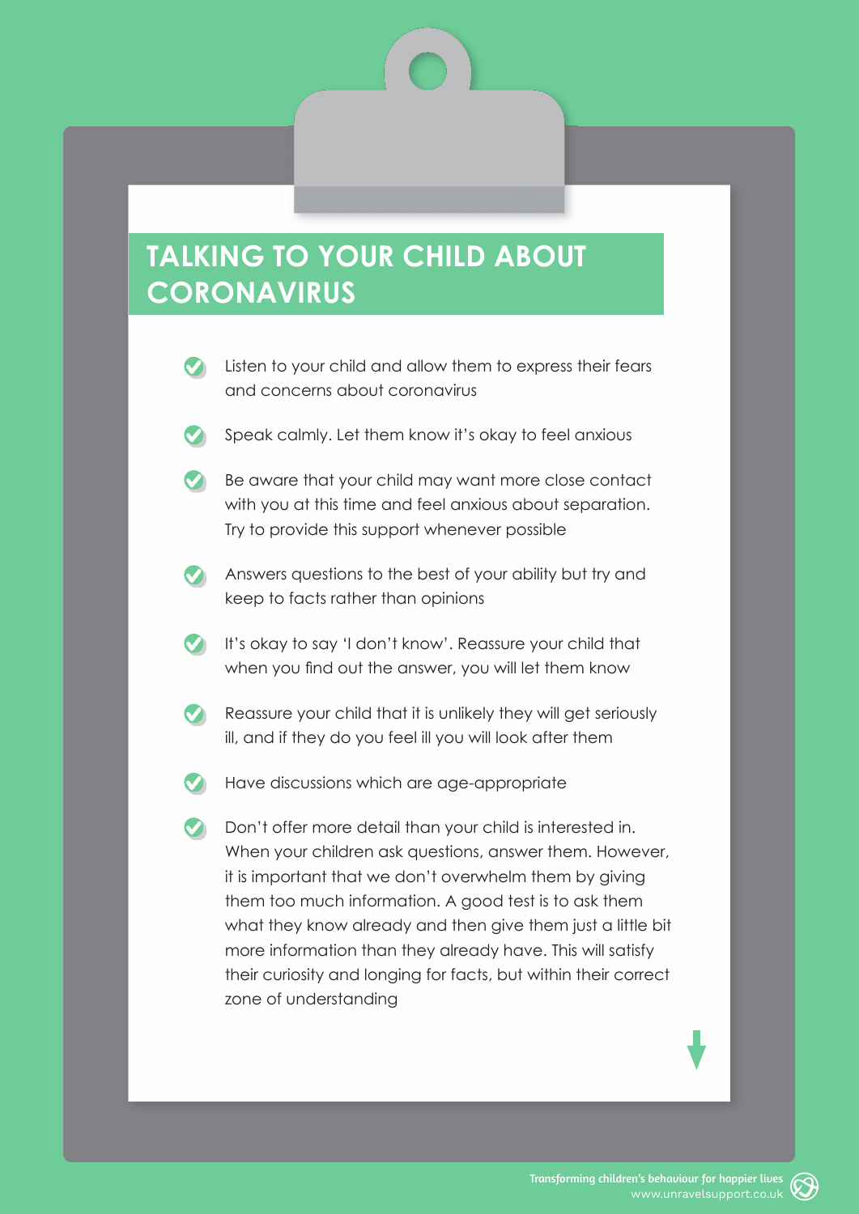# TALKING TO YOUR CHILD ABOUT CORONAVIRUS

- Listen to your child and allow them to express their fears and concerns about coronavirus
- Speak calmly. Let them know it's okay to feel anxious
- Be aware that your child may want more close contact with you at this time and feel anxious about separation. Try to provide this support whenever possible
- Answers questions to the best of your ability but try and keep to facts rather than opinions
- It's okay to say 'I don't know'. Reassure your child that when you find out the answer, you will let them know
- Reassure your child that it is unlikely they will get seriously ill, and if they do you feel ill you will look after them
- Have discussions which are age-appropriate
- Don't offer more detail than your child is interested in. When your children ask questions, answer them. However, it is important that we don't overwhelm them by giving them too much information. A good test is to ask them what they know already and then give them just a little bit more information than they already have. This will satisfy their curiosity and longing for facts, but within their correct zone of understanding

Transforming children's behaviour for happier lives
www.unravelsupport.co.uk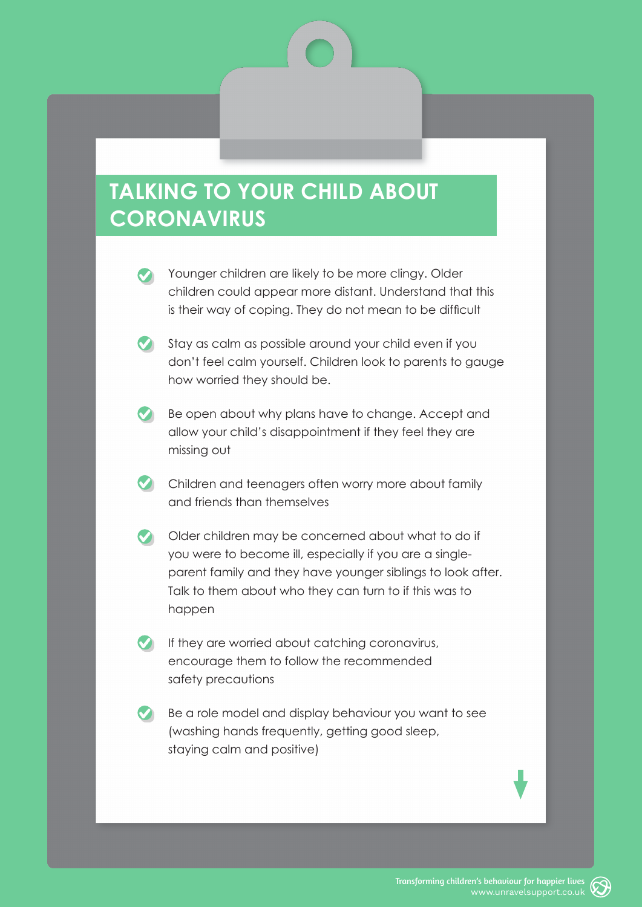# TALKING TO YOUR CHILD ABOUT CORONAVIRUS

- Younger children are likely to be more clingy. Older children could appear more distant. Understand that this is their way of coping. They do not mean to be difficult
- Stay as calm as possible around your child even if you don't feel calm yourself. Children look to parents to gauge how worried they should be.
- Be open about why plans have to change. Accept and allow your child's disappointment if they feel they are missing out
- Children and teenagers often worry more about family and friends than themselves
- Older children may be concerned about what to do if you were to become ill, especially if you are a single-parent family and they have younger siblings to look after. Talk to them about who they can turn to if this was to happen
- If they are worried about catching coronavirus, encourage them to follow the recommended safety precautions
- Be a role model and display behaviour you want to see (washing hands frequently, getting good sleep, staying calm and positive)

Transforming children's behaviour for happier lives
www.unravelsupport.co.uk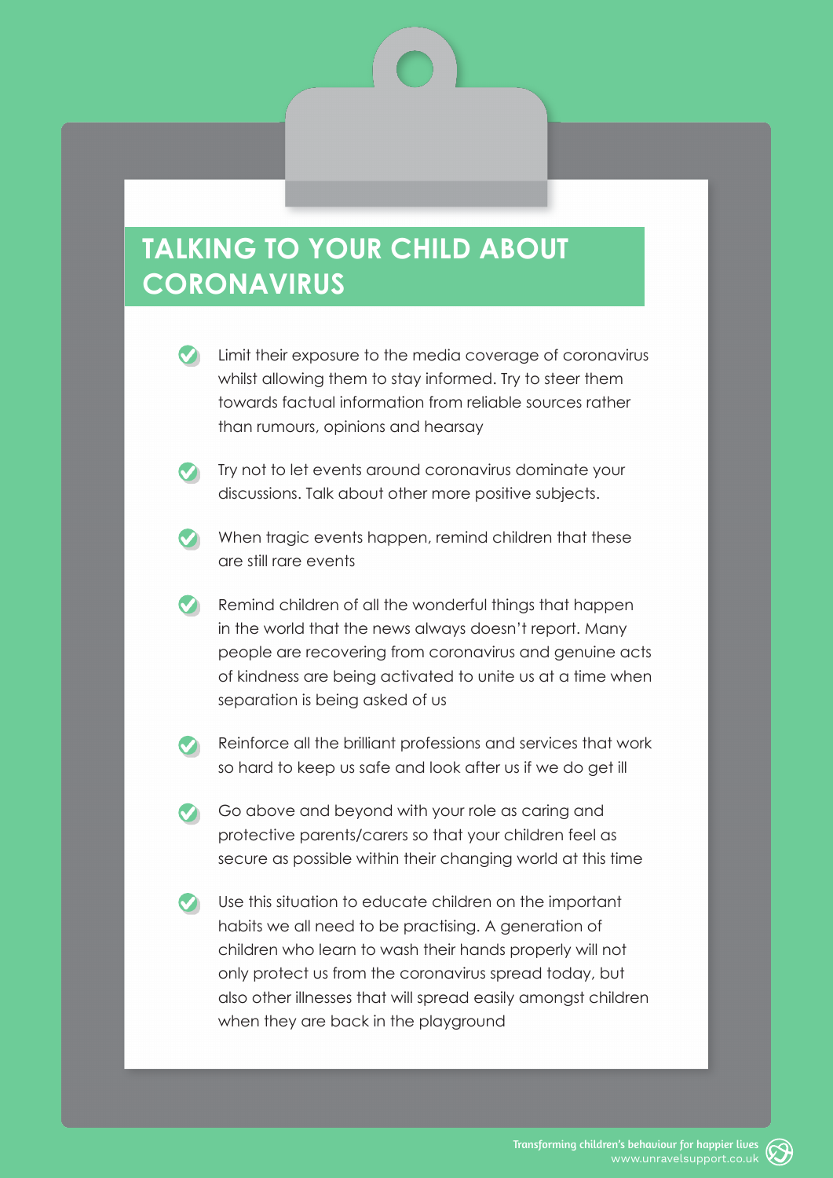# TALKING TO YOUR CHILD ABOUT CORONAVIRUS

- Limit their exposure to the media coverage of coronavirus whilst allowing them to stay informed. Try to steer them towards factual information from reliable sources rather than rumours, opinions and hearsay
- Try not to let events around coronavirus dominate your discussions. Talk about other more positive subjects.
- When tragic events happen, remind children that these are still rare events
- Remind children of all the wonderful things that happen in the world that the news always doesn't report. Many people are recovering from coronavirus and genuine acts of kindness are being activated to unite us at a time when separation is being asked of us
- Reinforce all the brilliant professions and services that work so hard to keep us safe and look after us if we do get ill
- Go above and beyond with your role as caring and protective parents/carers so that your children feel as secure as possible within their changing world at this time
- Use this situation to educate children on the important habits we all need to be practising. A generation of children who learn to wash their hands properly will not only protect us from the coronavirus spread today, but also other illnesses that will spread easily amongst children when they are back in the playground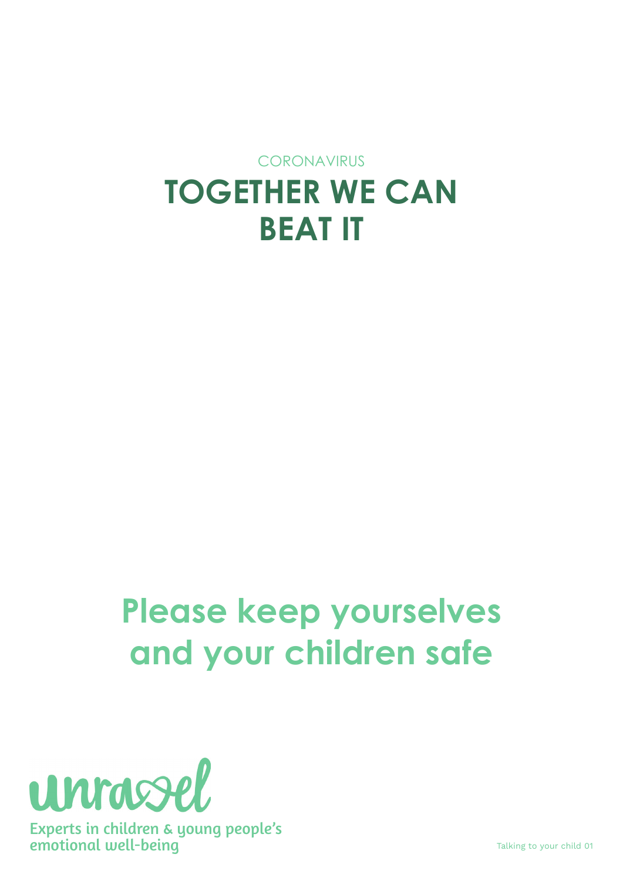CORONAVIRUS

# TOGETHER WE CAN BEAT IT

## Please keep yourselves and your children safe

unravel

Experts in children & young people's emotional well-being